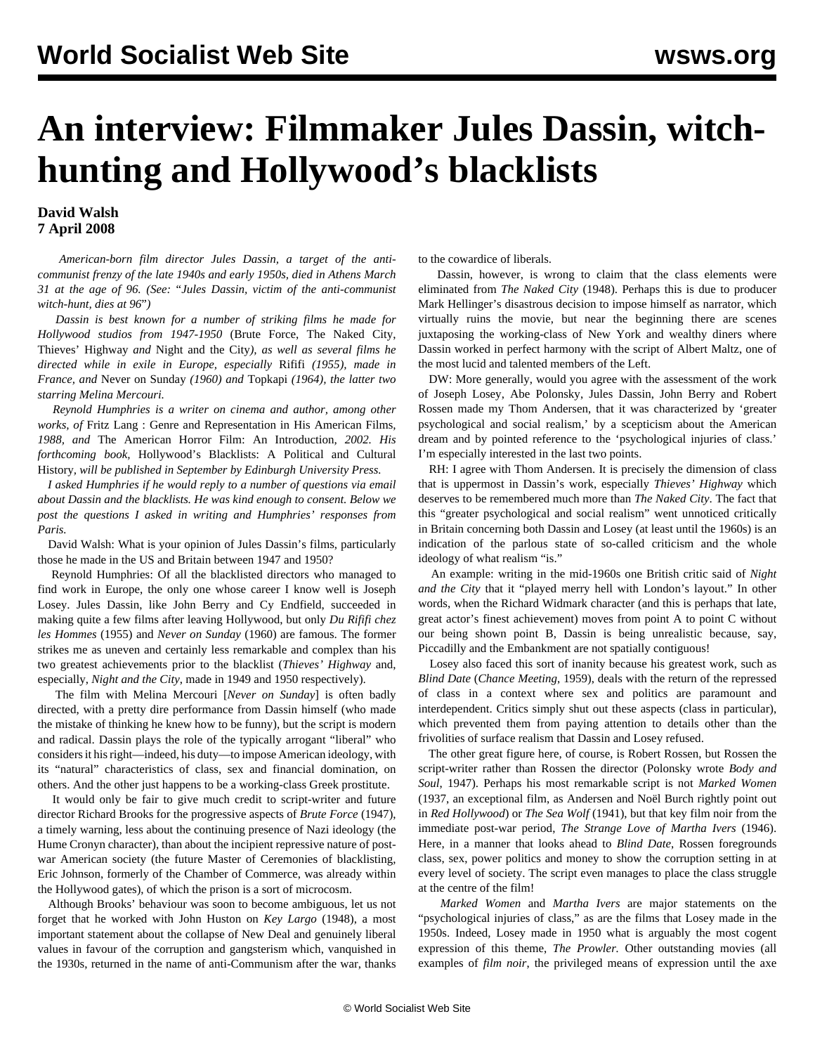# An interview: Filmmaker Jules Dassin, witch-hunting and Hollywood's blacklists

**David Walsh**
**7 April 2008**

*American-born film director Jules Dassin, a target of the anti-communist frenzy of the late 1940s and early 1950s, died in Athens March 31 at the age of 96. (See: "Jules Dassin, victim of the anti-communist witch-hunt, dies at 96")*

*Dassin is best known for a number of striking films he made for Hollywood studios from 1947-1950* (Brute Force, The Naked City, Thieves' Highway *and* Night and the City*), as well as several films he directed while in exile in Europe, especially* Rififi *(1955), made in France, and* Never on Sunday *(1960) and* Topkapi *(1964), the latter two starring Melina Mercouri.*

*Reynold Humphries is a writer on cinema and author, among other works, of* Fritz Lang : Genre and Representation in His American Films*, 1988, and* The American Horror Film: An Introduction*, 2002. His forthcoming book,* Hollywood's Blacklists: A Political and Cultural History*, will be published in September by Edinburgh University Press.*

*I asked Humphries if he would reply to a number of questions via email about Dassin and the blacklists. He was kind enough to consent. Below we post the questions I asked in writing and Humphries' responses from Paris.*

David Walsh: What is your opinion of Jules Dassin's films, particularly those he made in the US and Britain between 1947 and 1950?

Reynold Humphries: Of all the blacklisted directors who managed to find work in Europe, the only one whose career I know well is Joseph Losey. Jules Dassin, like John Berry and Cy Endfield, succeeded in making quite a few films after leaving Hollywood, but only *Du Rififi chez les Hommes* (1955) and *Never on Sunday* (1960) are famous. The former strikes me as uneven and certainly less remarkable and complex than his two greatest achievements prior to the blacklist (*Thieves' Highway* and, especially, *Night and the City*, made in 1949 and 1950 respectively).

The film with Melina Mercouri [*Never on Sunday*] is often badly directed, with a pretty dire performance from Dassin himself (who made the mistake of thinking he knew how to be funny), but the script is modern and radical. Dassin plays the role of the typically arrogant "liberal" who considers it his right—indeed, his duty—to impose American ideology, with its "natural" characteristics of class, sex and financial domination, on others. And the other just happens to be a working-class Greek prostitute.

It would only be fair to give much credit to script-writer and future director Richard Brooks for the progressive aspects of *Brute Force* (1947), a timely warning, less about the continuing presence of Nazi ideology (the Hume Cronyn character), than about the incipient repressive nature of post-war American society (the future Master of Ceremonies of blacklisting, Eric Johnson, formerly of the Chamber of Commerce, was already within the Hollywood gates), of which the prison is a sort of microcosm.

Although Brooks' behaviour was soon to become ambiguous, let us not forget that he worked with John Huston on *Key Largo* (1948), a most important statement about the collapse of New Deal and genuinely liberal values in favour of the corruption and gangsterism which, vanquished in the 1930s, returned in the name of anti-Communism after the war, thanks to the cowardice of liberals.

Dassin, however, is wrong to claim that the class elements were eliminated from *The Naked City* (1948). Perhaps this is due to producer Mark Hellinger's disastrous decision to impose himself as narrator, which virtually ruins the movie, but near the beginning there are scenes juxtaposing the working-class of New York and wealthy diners where Dassin worked in perfect harmony with the script of Albert Maltz, one of the most lucid and talented members of the Left.

DW: More generally, would you agree with the assessment of the work of Joseph Losey, Abe Polonsky, Jules Dassin, John Berry and Robert Rossen made my Thom Andersen, that it was characterized by 'greater psychological and social realism,' by a scepticism about the American dream and by pointed reference to the 'psychological injuries of class.' I'm especially interested in the last two points.

RH: I agree with Thom Andersen. It is precisely the dimension of class that is uppermost in Dassin's work, especially *Thieves' Highway* which deserves to be remembered much more than *The Naked City*. The fact that this "greater psychological and social realism" went unnoticed critically in Britain concerning both Dassin and Losey (at least until the 1960s) is an indication of the parlous state of so-called criticism and the whole ideology of what realism "is."

An example: writing in the mid-1960s one British critic said of *Night and the City* that it "played merry hell with London's layout." In other words, when the Richard Widmark character (and this is perhaps that late, great actor's finest achievement) moves from point A to point C without our being shown point B, Dassin is being unrealistic because, say, Piccadilly and the Embankment are not spatially contiguous!

Losey also faced this sort of inanity because his greatest work, such as *Blind Date* (*Chance Meeting*, 1959), deals with the return of the repressed of class in a context where sex and politics are paramount and interdependent. Critics simply shut out these aspects (class in particular), which prevented them from paying attention to details other than the frivolities of surface realism that Dassin and Losey refused.

The other great figure here, of course, is Robert Rossen, but Rossen the script-writer rather than Rossen the director (Polonsky wrote *Body and Soul*, 1947). Perhaps his most remarkable script is not *Marked Women* (1937, an exceptional film, as Andersen and Noël Burch rightly point out in *Red Hollywood*) or *The Sea Wolf* (1941), but that key film noir from the immediate post-war period, *The Strange Love of Martha Ivers* (1946). Here, in a manner that looks ahead to *Blind Date*, Rossen foregrounds class, sex, power politics and money to show the corruption setting in at every level of society. The script even manages to place the class struggle at the centre of the film!

*Marked Women* and *Martha Ivers* are major statements on the "psychological injuries of class," as are the films that Losey made in the 1950s. Indeed, Losey made in 1950 what is arguably the most cogent expression of this theme, *The Prowler*. Other outstanding movies (all examples of *film noir*, the privileged means of expression until the axe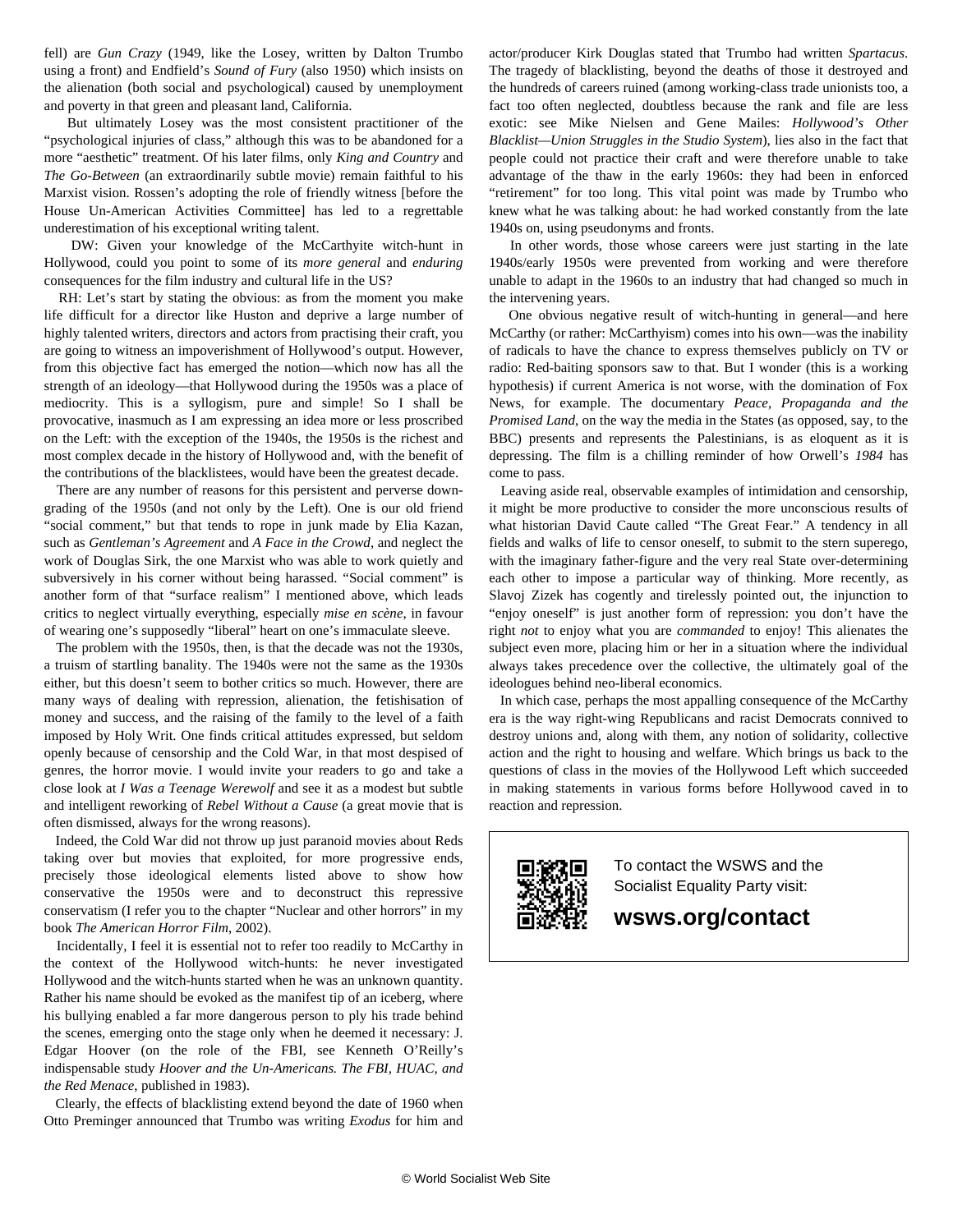fell) are *Gun Crazy* (1949, like the Losey, written by Dalton Trumbo using a front) and Endfield's *Sound of Fury* (also 1950) which insists on the alienation (both social and psychological) caused by unemployment and poverty in that green and pleasant land, California.

But ultimately Losey was the most consistent practitioner of the "psychological injuries of class," although this was to be abandoned for a more "aesthetic" treatment. Of his later films, only *King and Country* and *The Go-Between* (an extraordinarily subtle movie) remain faithful to his Marxist vision. Rossen's adopting the role of friendly witness [before the House Un-American Activities Committee] has led to a regrettable underestimation of his exceptional writing talent.

DW: Given your knowledge of the McCarthyite witch-hunt in Hollywood, could you point to some of its *more general* and *enduring* consequences for the film industry and cultural life in the US?

RH: Let's start by stating the obvious: as from the moment you make life difficult for a director like Huston and deprive a large number of highly talented writers, directors and actors from practising their craft, you are going to witness an impoverishment of Hollywood's output. However, from this objective fact has emerged the notion—which now has all the strength of an ideology—that Hollywood during the 1950s was a place of mediocrity. This is a syllogism, pure and simple! So I shall be provocative, inasmuch as I am expressing an idea more or less proscribed on the Left: with the exception of the 1940s, the 1950s is the richest and most complex decade in the history of Hollywood and, with the benefit of the contributions of the blacklistees, would have been the greatest decade.

There are any number of reasons for this persistent and perverse down-grading of the 1950s (and not only by the Left). One is our old friend "social comment," but that tends to rope in junk made by Elia Kazan, such as *Gentleman's Agreement* and *A Face in the Crowd*, and neglect the work of Douglas Sirk, the one Marxist who was able to work quietly and subversively in his corner without being harassed. "Social comment" is another form of that "surface realism" I mentioned above, which leads critics to neglect virtually everything, especially *mise en scène*, in favour of wearing one's supposedly "liberal" heart on one's immaculate sleeve.

The problem with the 1950s, then, is that the decade was not the 1930s, a truism of startling banality. The 1940s were not the same as the 1930s either, but this doesn't seem to bother critics so much. However, there are many ways of dealing with repression, alienation, the fetishisation of money and success, and the raising of the family to the level of a faith imposed by Holy Writ. One finds critical attitudes expressed, but seldom openly because of censorship and the Cold War, in that most despised of genres, the horror movie. I would invite your readers to go and take a close look at *I Was a Teenage Werewolf* and see it as a modest but subtle and intelligent reworking of *Rebel Without a Cause* (a great movie that is often dismissed, always for the wrong reasons).

Indeed, the Cold War did not throw up just paranoid movies about Reds taking over but movies that exploited, for more progressive ends, precisely those ideological elements listed above to show how conservative the 1950s were and to deconstruct this repressive conservatism (I refer you to the chapter "Nuclear and other horrors" in my book *The American Horror Film*, 2002).

Incidentally, I feel it is essential not to refer too readily to McCarthy in the context of the Hollywood witch-hunts: he never investigated Hollywood and the witch-hunts started when he was an unknown quantity. Rather his name should be evoked as the manifest tip of an iceberg, where his bullying enabled a far more dangerous person to ply his trade behind the scenes, emerging onto the stage only when he deemed it necessary: J. Edgar Hoover (on the role of the FBI, see Kenneth O'Reilly's indispensable study *Hoover and the Un-Americans. The FBI, HUAC, and the Red Menace*, published in 1983).

Clearly, the effects of blacklisting extend beyond the date of 1960 when Otto Preminger announced that Trumbo was writing *Exodus* for him and actor/producer Kirk Douglas stated that Trumbo had written *Spartacus*. The tragedy of blacklisting, beyond the deaths of those it destroyed and the hundreds of careers ruined (among working-class trade unionists too, a fact too often neglected, doubtless because the rank and file are less exotic: see Mike Nielsen and Gene Mailes: *Hollywood's Other Blacklist—Union Struggles in the Studio System*), lies also in the fact that people could not practice their craft and were therefore unable to take advantage of the thaw in the early 1960s: they had been in enforced "retirement" for too long. This vital point was made by Trumbo who knew what he was talking about: he had worked constantly from the late 1940s on, using pseudonyms and fronts.

In other words, those whose careers were just starting in the late 1940s/early 1950s were prevented from working and were therefore unable to adapt in the 1960s to an industry that had changed so much in the intervening years.

One obvious negative result of witch-hunting in general—and here McCarthy (or rather: McCarthyism) comes into his own—was the inability of radicals to have the chance to express themselves publicly on TV or radio: Red-baiting sponsors saw to that. But I wonder (this is a working hypothesis) if current America is not worse, with the domination of Fox News, for example. The documentary *Peace, Propaganda and the Promised Land*, on the way the media in the States (as opposed, say, to the BBC) presents and represents the Palestinians, is as eloquent as it is depressing. The film is a chilling reminder of how Orwell's *1984* has come to pass.

Leaving aside real, observable examples of intimidation and censorship, it might be more productive to consider the more unconscious results of what historian David Caute called "The Great Fear." A tendency in all fields and walks of life to censor oneself, to submit to the stern superego, with the imaginary father-figure and the very real State over-determining each other to impose a particular way of thinking. More recently, as Slavoj Zizek has cogently and tirelessly pointed out, the injunction to "enjoy oneself" is just another form of repression: you don't have the right *not* to enjoy what you are *commanded* to enjoy! This alienates the subject even more, placing him or her in a situation where the individual always takes precedence over the collective, the ultimately goal of the ideologues behind neo-liberal economics.

In which case, perhaps the most appalling consequence of the McCarthy era is the way right-wing Republicans and racist Democrats connived to destroy unions and, along with them, any notion of solidarity, collective action and the right to housing and welfare. Which brings us back to the questions of class in the movies of the Hollywood Left which succeeded in making statements in various forms before Hollywood caved in to reaction and repression.

To contact the WSWS and the Socialist Equality Party visit:

**wsws.org/contact**